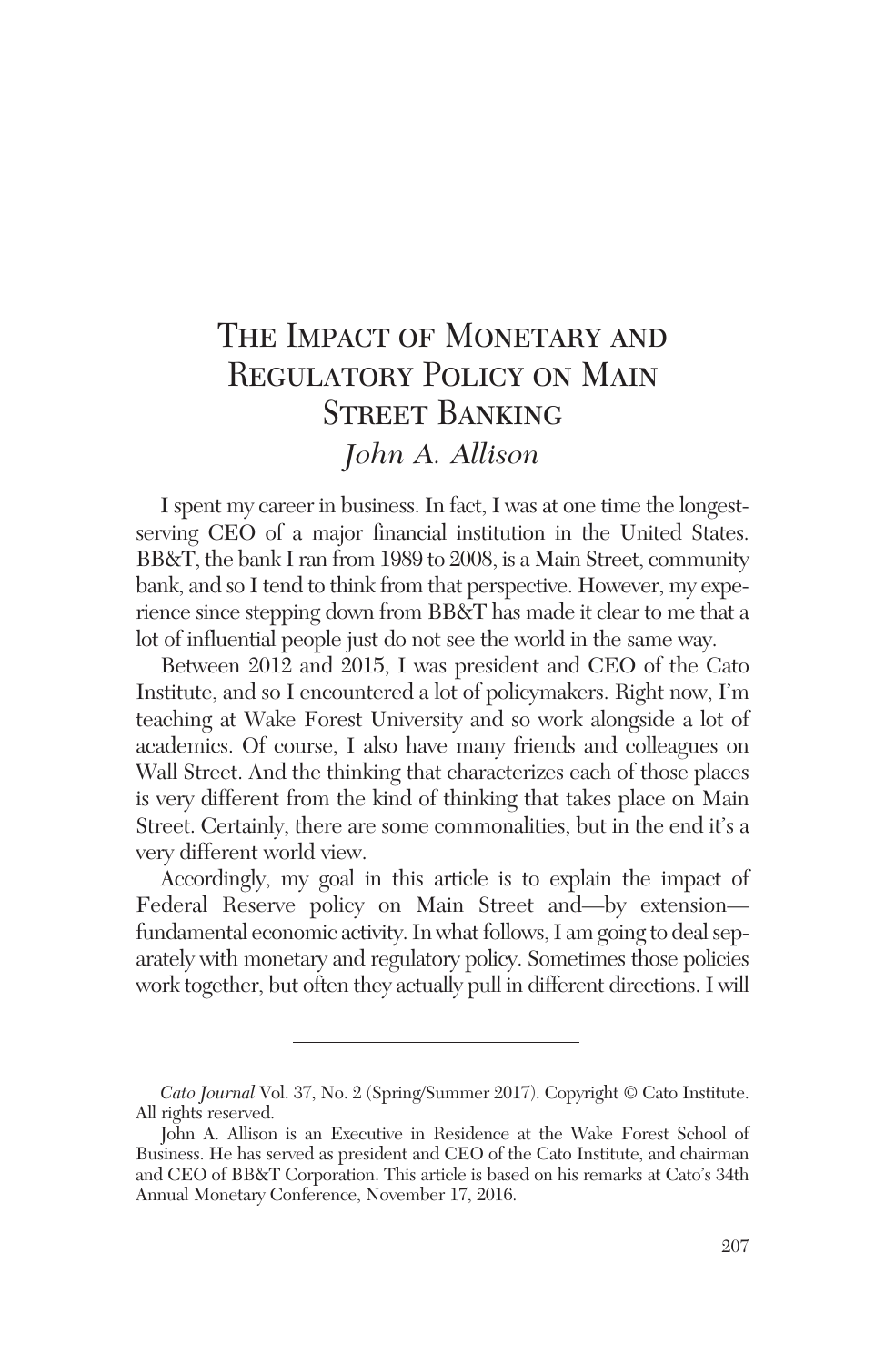# The Impact of Monetary and Regulatory Policy on Main Street Banking

*John A. Allison*

I spent my career in business. In fact, I was at one time the longest-serving CEO of a major financial institution in the United States. BB&T, the bank I ran from 1989 to 2008, is a Main Street, community bank, and so I tend to think from that perspective. However, my experience since stepping down from BB&T has made it clear to me that a lot of influential people just do not see the world in the same way.

Between 2012 and 2015, I was president and CEO of the Cato Institute, and so I encountered a lot of policymakers. Right now, I'm teaching at Wake Forest University and so work alongside a lot of academics. Of course, I also have many friends and colleagues on Wall Street. And the thinking that characterizes each of those places is very different from the kind of thinking that takes place on Main Street. Certainly, there are some commonalities, but in the end it's a very different world view.

Accordingly, my goal in this article is to explain the impact of Federal Reserve policy on Main Street and—by extension—fundamental economic activity. In what follows, I am going to deal separately with monetary and regulatory policy. Sometimes those policies work together, but often they actually pull in different directions. I will

---

*Cato Journal* Vol. 37, No. 2 (Spring/Summer 2017). Copyright © Cato Institute. All rights reserved.

John A. Allison is an Executive in Residence at the Wake Forest School of Business. He has served as president and CEO of the Cato Institute, and chairman and CEO of BB&T Corporation. This article is based on his remarks at Cato's 34th Annual Monetary Conference, November 17, 2016.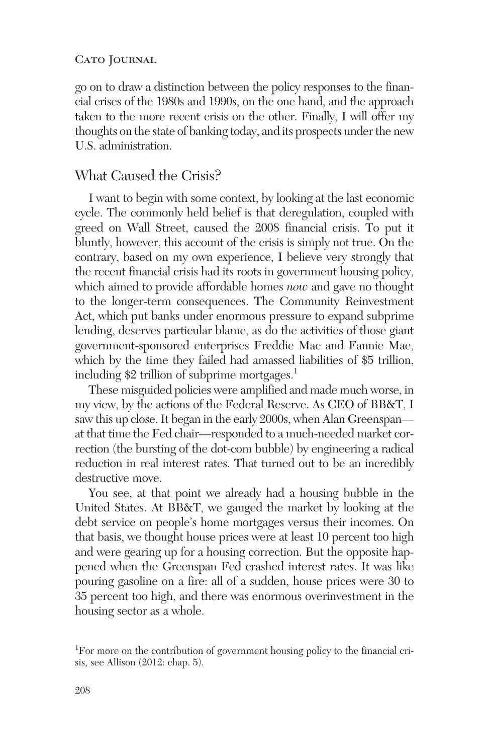go on to draw a distinction between the policy responses to the financial crises of the 1980s and 1990s, on the one hand, and the approach taken to the more recent crisis on the other. Finally, I will offer my thoughts on the state of banking today, and its prospects under the new U.S. administration.

## What Caused the Crisis?

I want to begin with some context, by looking at the last economic cycle. The commonly held belief is that deregulation, coupled with greed on Wall Street, caused the 2008 financial crisis. To put it bluntly, however, this account of the crisis is simply not true. On the contrary, based on my own experience, I believe very strongly that the recent financial crisis had its roots in government housing policy, which aimed to provide affordable homes *now* and gave no thought to the longer-term consequences. The Community Reinvestment Act, which put banks under enormous pressure to expand subprime lending, deserves particular blame, as do the activities of those giant government-sponsored enterprises Freddie Mac and Fannie Mae, which by the time they failed had amassed liabilities of $5 trillion, including $2 trillion of subprime mortgages.[1]

These misguided policies were amplified and made much worse, in my view, by the actions of the Federal Reserve. As CEO of BB&T, I saw this up close. It began in the early 2000s, when Alan Greenspan—at that time the Fed chair—responded to a much-needed market correction (the bursting of the dot-com bubble) by engineering a radical reduction in real interest rates. That turned out to be an incredibly destructive move.

You see, at that point we already had a housing bubble in the United States. At BB&T, we gauged the market by looking at the debt service on people's home mortgages versus their incomes. On that basis, we thought house prices were at least 10 percent too high and were gearing up for a housing correction. But the opposite happened when the Greenspan Fed crashed interest rates. It was like pouring gasoline on a fire: all of a sudden, house prices were 30 to 35 percent too high, and there was enormous overinvestment in the housing sector as a whole.

[1] For more on the contribution of government housing policy to the financial crisis, see Allison (2012: chap. 5).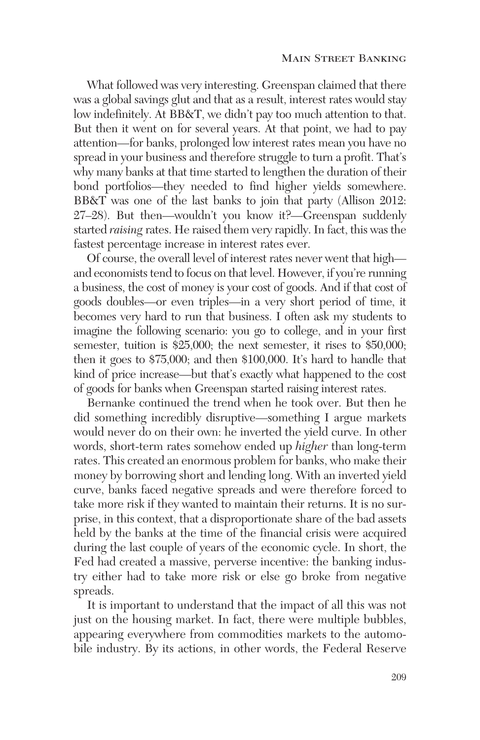What followed was very interesting. Greenspan claimed that there was a global savings glut and that as a result, interest rates would stay low indefinitely. At BB&T, we didn't pay too much attention to that. But then it went on for several years. At that point, we had to pay attention—for banks, prolonged low interest rates mean you have no spread in your business and therefore struggle to turn a profit. That's why many banks at that time started to lengthen the duration of their bond portfolios—they needed to find higher yields somewhere. BB&T was one of the last banks to join that party (Allison 2012: 27–28). But then—wouldn't you know it?—Greenspan suddenly started *raising* rates. He raised them very rapidly. In fact, this was the fastest percentage increase in interest rates ever.

Of course, the overall level of interest rates never went that high—and economists tend to focus on that level. However, if you're running a business, the cost of money is your cost of goods. And if that cost of goods doubles—or even triples—in a very short period of time, it becomes very hard to run that business. I often ask my students to imagine the following scenario: you go to college, and in your first semester, tuition is $25,000; the next semester, it rises to $50,000; then it goes to $75,000; and then $100,000. It's hard to handle that kind of price increase—but that's exactly what happened to the cost of goods for banks when Greenspan started raising interest rates.

Bernanke continued the trend when he took over. But then he did something incredibly disruptive—something I argue markets would never do on their own: he inverted the yield curve. In other words, short-term rates somehow ended up *higher* than long-term rates. This created an enormous problem for banks, who make their money by borrowing short and lending long. With an inverted yield curve, banks faced negative spreads and were therefore forced to take more risk if they wanted to maintain their returns. It is no surprise, in this context, that a disproportionate share of the bad assets held by the banks at the time of the financial crisis were acquired during the last couple of years of the economic cycle. In short, the Fed had created a massive, perverse incentive: the banking industry either had to take more risk or else go broke from negative spreads.

It is important to understand that the impact of all this was not just on the housing market. In fact, there were multiple bubbles, appearing everywhere from commodities markets to the automobile industry. By its actions, in other words, the Federal Reserve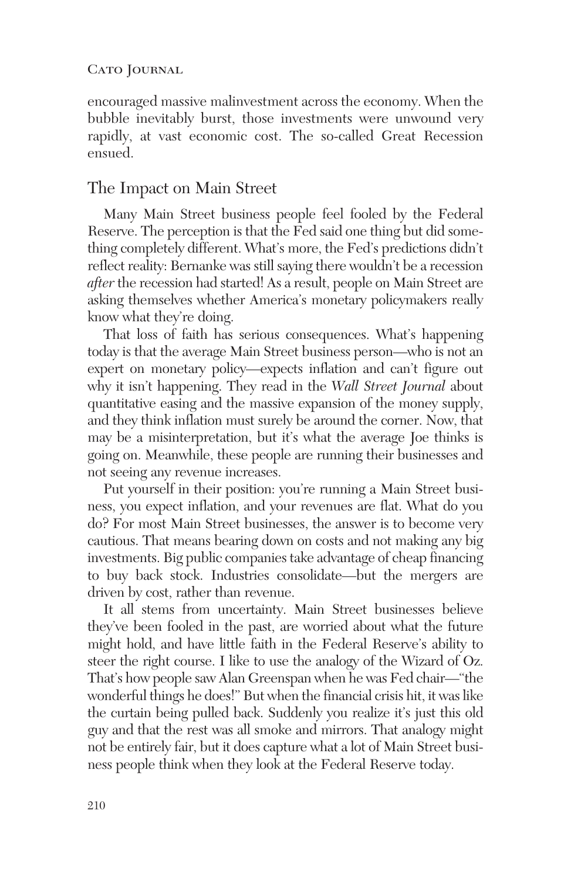encouraged massive malinvestment across the economy. When the bubble inevitably burst, those investments were unwound very rapidly, at vast economic cost. The so-called Great Recession ensued.

## The Impact on Main Street

Many Main Street business people feel fooled by the Federal Reserve. The perception is that the Fed said one thing but did something completely different. What's more, the Fed's predictions didn't reflect reality: Bernanke was still saying there wouldn't be a recession *after* the recession had started! As a result, people on Main Street are asking themselves whether America's monetary policymakers really know what they're doing.

That loss of faith has serious consequences. What's happening today is that the average Main Street business person—who is not an expert on monetary policy—expects inflation and can't figure out why it isn't happening. They read in the *Wall Street Journal* about quantitative easing and the massive expansion of the money supply, and they think inflation must surely be around the corner. Now, that may be a misinterpretation, but it's what the average Joe thinks is going on. Meanwhile, these people are running their businesses and not seeing any revenue increases.

Put yourself in their position: you're running a Main Street business, you expect inflation, and your revenues are flat. What do you do? For most Main Street businesses, the answer is to become very cautious. That means bearing down on costs and not making any big investments. Big public companies take advantage of cheap financing to buy back stock. Industries consolidate—but the mergers are driven by cost, rather than revenue.

It all stems from uncertainty. Main Street businesses believe they've been fooled in the past, are worried about what the future might hold, and have little faith in the Federal Reserve's ability to steer the right course. I like to use the analogy of the Wizard of Oz. That's how people saw Alan Greenspan when he was Fed chair—"the wonderful things he does!" But when the financial crisis hit, it was like the curtain being pulled back. Suddenly you realize it's just this old guy and that the rest was all smoke and mirrors. That analogy might not be entirely fair, but it does capture what a lot of Main Street business people think when they look at the Federal Reserve today.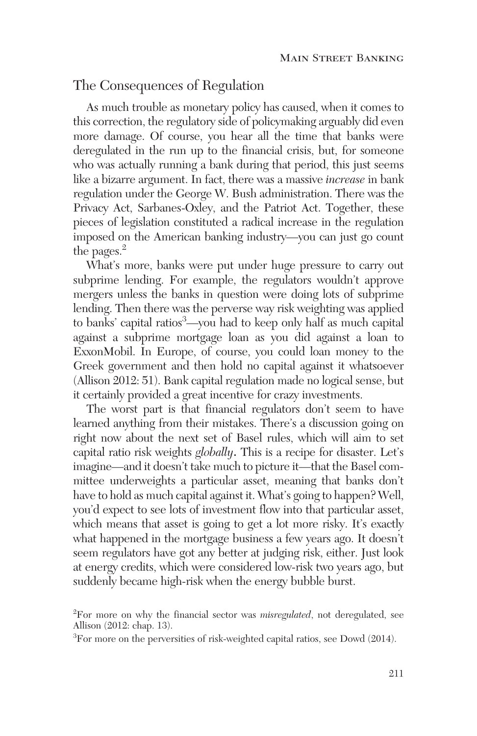## The Consequences of Regulation

As much trouble as monetary policy has caused, when it comes to this correction, the regulatory side of policymaking arguably did even more damage. Of course, you hear all the time that banks were deregulated in the run up to the financial crisis, but, for someone who was actually running a bank during that period, this just seems like a bizarre argument. In fact, there was a massive *increase* in bank regulation under the George W. Bush administration. There was the Privacy Act, Sarbanes-Oxley, and the Patriot Act. Together, these pieces of legislation constituted a radical increase in the regulation imposed on the American banking industry—you can just go count the pages.[2]

What's more, banks were put under huge pressure to carry out subprime lending. For example, the regulators wouldn't approve mergers unless the banks in question were doing lots of subprime lending. Then there was the perverse way risk weighting was applied to banks' capital ratios[3]—you had to keep only half as much capital against a subprime mortgage loan as you did against a loan to ExxonMobil. In Europe, of course, you could loan money to the Greek government and then hold no capital against it whatsoever (Allison 2012: 51). Bank capital regulation made no logical sense, but it certainly provided a great incentive for crazy investments.

The worst part is that financial regulators don't seem to have learned anything from their mistakes. There's a discussion going on right now about the next set of Basel rules, which will aim to set capital ratio risk weights *globally*. This is a recipe for disaster. Let's imagine—and it doesn't take much to picture it—that the Basel committee underweights a particular asset, meaning that banks don't have to hold as much capital against it. What's going to happen? Well, you'd expect to see lots of investment flow into that particular asset, which means that asset is going to get a lot more risky. It's exactly what happened in the mortgage business a few years ago. It doesn't seem regulators have got any better at judging risk, either. Just look at energy credits, which were considered low-risk two years ago, but suddenly became high-risk when the energy bubble burst.

[2]For more on why the financial sector was *misregulated*, not deregulated, see Allison (2012: chap. 13).

[3]For more on the perversities of risk-weighted capital ratios, see Dowd (2014).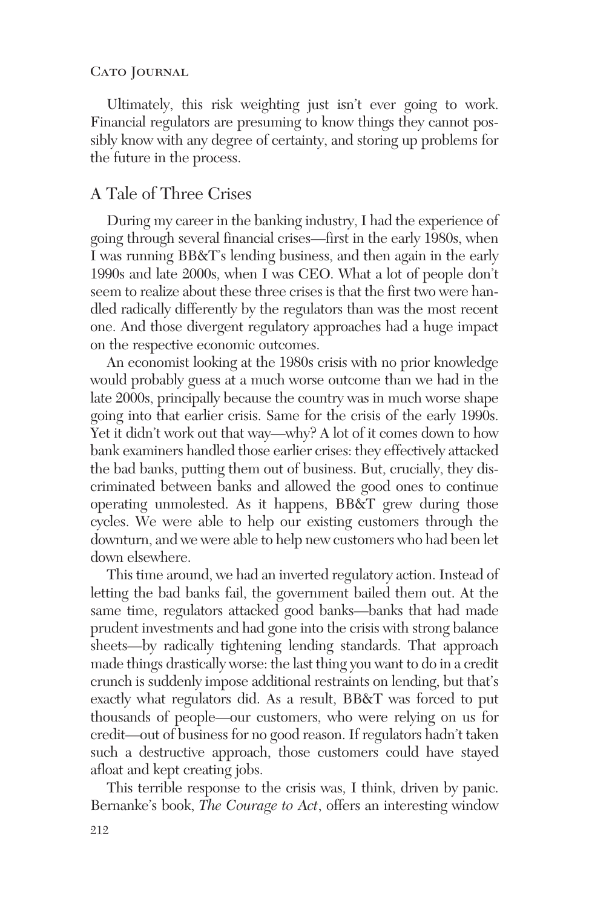Ultimately, this risk weighting just isn't ever going to work. Financial regulators are presuming to know things they cannot possibly know with any degree of certainty, and storing up problems for the future in the process.

## A Tale of Three Crises

During my career in the banking industry, I had the experience of going through several financial crises—first in the early 1980s, when I was running BB&T's lending business, and then again in the early 1990s and late 2000s, when I was CEO. What a lot of people don't seem to realize about these three crises is that the first two were handled radically differently by the regulators than was the most recent one. And those divergent regulatory approaches had a huge impact on the respective economic outcomes.

An economist looking at the 1980s crisis with no prior knowledge would probably guess at a much worse outcome than we had in the late 2000s, principally because the country was in much worse shape going into that earlier crisis. Same for the crisis of the early 1990s. Yet it didn't work out that way—why? A lot of it comes down to how bank examiners handled those earlier crises: they effectively attacked the bad banks, putting them out of business. But, crucially, they discriminated between banks and allowed the good ones to continue operating unmolested. As it happens, BB&T grew during those cycles. We were able to help our existing customers through the downturn, and we were able to help new customers who had been let down elsewhere.

This time around, we had an inverted regulatory action. Instead of letting the bad banks fail, the government bailed them out. At the same time, regulators attacked good banks—banks that had made prudent investments and had gone into the crisis with strong balance sheets—by radically tightening lending standards. That approach made things drastically worse: the last thing you want to do in a credit crunch is suddenly impose additional restraints on lending, but that's exactly what regulators did. As a result, BB&T was forced to put thousands of people—our customers, who were relying on us for credit—out of business for no good reason. If regulators hadn't taken such a destructive approach, those customers could have stayed afloat and kept creating jobs.

This terrible response to the crisis was, I think, driven by panic. Bernanke's book, *The Courage to Act*, offers an interesting window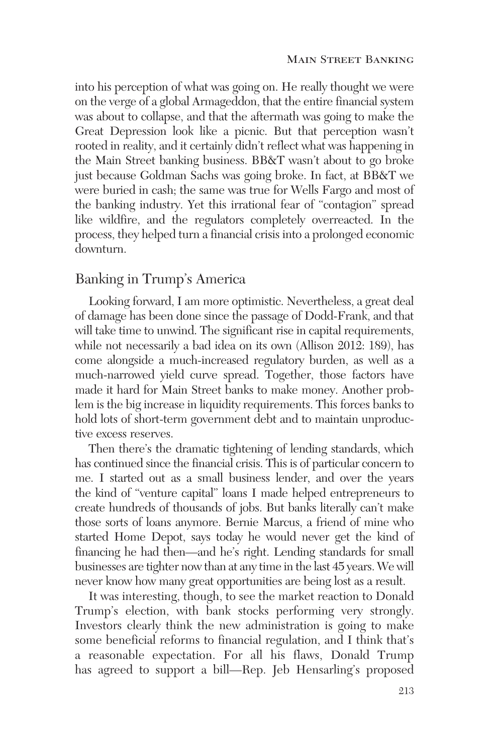into his perception of what was going on. He really thought we were on the verge of a global Armageddon, that the entire financial system was about to collapse, and that the aftermath was going to make the Great Depression look like a picnic. But that perception wasn't rooted in reality, and it certainly didn't reflect what was happening in the Main Street banking business. BB&T wasn't about to go broke just because Goldman Sachs was going broke. In fact, at BB&T we were buried in cash; the same was true for Wells Fargo and most of the banking industry. Yet this irrational fear of "contagion" spread like wildfire, and the regulators completely overreacted. In the process, they helped turn a financial crisis into a prolonged economic downturn.

## Banking in Trump's America

Looking forward, I am more optimistic. Nevertheless, a great deal of damage has been done since the passage of Dodd-Frank, and that will take time to unwind. The significant rise in capital requirements, while not necessarily a bad idea on its own (Allison 2012: 189), has come alongside a much-increased regulatory burden, as well as a much-narrowed yield curve spread. Together, those factors have made it hard for Main Street banks to make money. Another problem is the big increase in liquidity requirements. This forces banks to hold lots of short-term government debt and to maintain unproductive excess reserves.

Then there's the dramatic tightening of lending standards, which has continued since the financial crisis. This is of particular concern to me. I started out as a small business lender, and over the years the kind of "venture capital" loans I made helped entrepreneurs to create hundreds of thousands of jobs. But banks literally can't make those sorts of loans anymore. Bernie Marcus, a friend of mine who started Home Depot, says today he would never get the kind of financing he had then—and he's right. Lending standards for small businesses are tighter now than at any time in the last 45 years. We will never know how many great opportunities are being lost as a result.

It was interesting, though, to see the market reaction to Donald Trump's election, with bank stocks performing very strongly. Investors clearly think the new administration is going to make some beneficial reforms to financial regulation, and I think that's a reasonable expectation. For all his flaws, Donald Trump has agreed to support a bill—Rep. Jeb Hensarling's proposed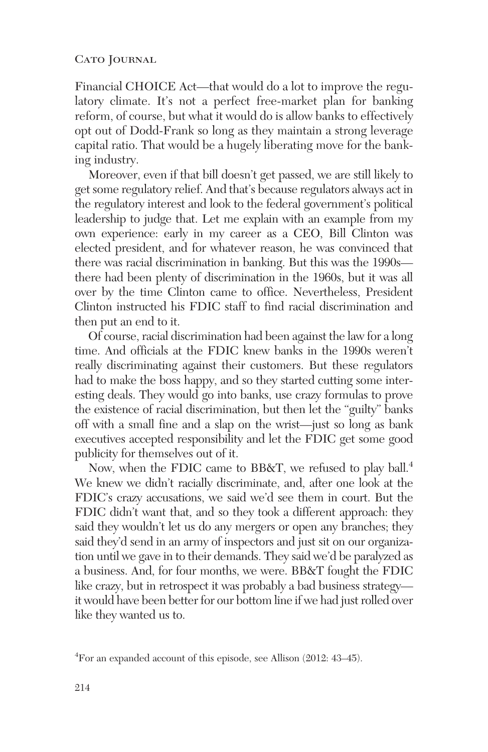Financial CHOICE Act—that would do a lot to improve the regulatory climate. It's not a perfect free-market plan for banking reform, of course, but what it would do is allow banks to effectively opt out of Dodd-Frank so long as they maintain a strong leverage capital ratio. That would be a hugely liberating move for the banking industry.

Moreover, even if that bill doesn't get passed, we are still likely to get some regulatory relief. And that's because regulators always act in the regulatory interest and look to the federal government's political leadership to judge that. Let me explain with an example from my own experience: early in my career as a CEO, Bill Clinton was elected president, and for whatever reason, he was convinced that there was racial discrimination in banking. But this was the 1990s—there had been plenty of discrimination in the 1960s, but it was all over by the time Clinton came to office. Nevertheless, President Clinton instructed his FDIC staff to find racial discrimination and then put an end to it.

Of course, racial discrimination had been against the law for a long time. And officials at the FDIC knew banks in the 1990s weren't really discriminating against their customers. But these regulators had to make the boss happy, and so they started cutting some interesting deals. They would go into banks, use crazy formulas to prove the existence of racial discrimination, but then let the "guilty" banks off with a small fine and a slap on the wrist—just so long as bank executives accepted responsibility and let the FDIC get some good publicity for themselves out of it.

Now, when the FDIC came to BB&T, we refused to play ball.[4] We knew we didn't racially discriminate, and, after one look at the FDIC's crazy accusations, we said we'd see them in court. But the FDIC didn't want that, and so they took a different approach: they said they wouldn't let us do any mergers or open any branches; they said they'd send in an army of inspectors and just sit on our organization until we gave in to their demands. They said we'd be paralyzed as a business. And, for four months, we were. BB&T fought the FDIC like crazy, but in retrospect it was probably a bad business strategy—it would have been better for our bottom line if we had just rolled over like they wanted us to.

[4]For an expanded account of this episode, see Allison (2012: 43–45).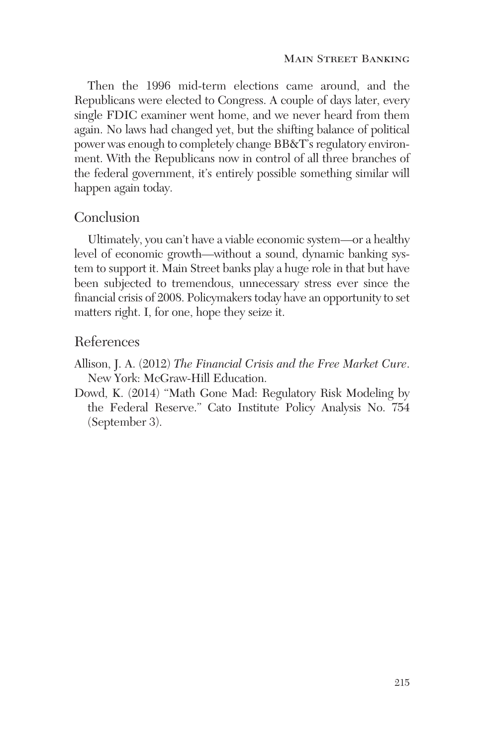Then the 1996 mid-term elections came around, and the Republicans were elected to Congress. A couple of days later, every single FDIC examiner went home, and we never heard from them again. No laws had changed yet, but the shifting balance of political power was enough to completely change BB&T's regulatory environment. With the Republicans now in control of all three branches of the federal government, it's entirely possible something similar will happen again today.

## Conclusion

Ultimately, you can't have a viable economic system—or a healthy level of economic growth—without a sound, dynamic banking system to support it. Main Street banks play a huge role in that but have been subjected to tremendous, unnecessary stress ever since the financial crisis of 2008. Policymakers today have an opportunity to set matters right. I, for one, hope they seize it.

## References

Allison, J. A. (2012) *The Financial Crisis and the Free Market Cure*. New York: McGraw-Hill Education.

Dowd, K. (2014) "Math Gone Mad: Regulatory Risk Modeling by the Federal Reserve." Cato Institute Policy Analysis No. 754 (September 3).